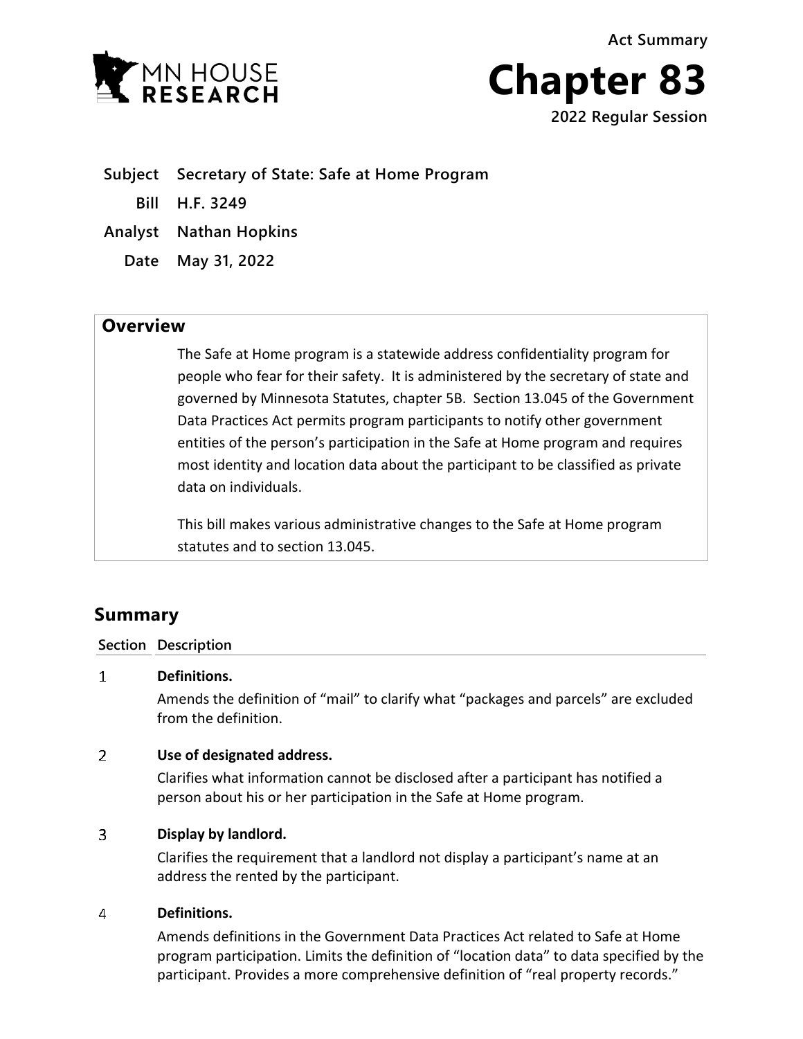MN HOUSE RESEARCH

Act Summary

# Chapter 83

2022 Regular Session

| | |
|---|---|
| **Subject** | **Secretary of State: Safe at Home Program** |
| **Bill** | **H.F. 3249** |
| **Analyst** | **Nathan Hopkins** |
| **Date** | **May 31, 2022** |

## Overview

The Safe at Home program is a statewide address confidentiality program for people who fear for their safety. It is administered by the secretary of state and governed by Minnesota Statutes, chapter 5B. Section 13.045 of the Government Data Practices Act permits program participants to notify other government entities of the person's participation in the Safe at Home program and requires most identity and location data about the participant to be classified as private data on individuals.

This bill makes various administrative changes to the Safe at Home program statutes and to section 13.045.

## Summary

| Section | Description |
|---|---|
| 1 | **Definitions.**<br>Amends the definition of "mail" to clarify what "packages and parcels" are excluded from the definition. |
| 2 | **Use of designated address.**<br>Clarifies what information cannot be disclosed after a participant has notified a person about his or her participation in the Safe at Home program. |
| 3 | **Display by landlord.**<br>Clarifies the requirement that a landlord not display a participant's name at an address the rented by the participant. |
| 4 | **Definitions.**<br>Amends definitions in the Government Data Practices Act related to Safe at Home program participation. Limits the definition of "location data" to data specified by the participant. Provides a more comprehensive definition of "real property records." |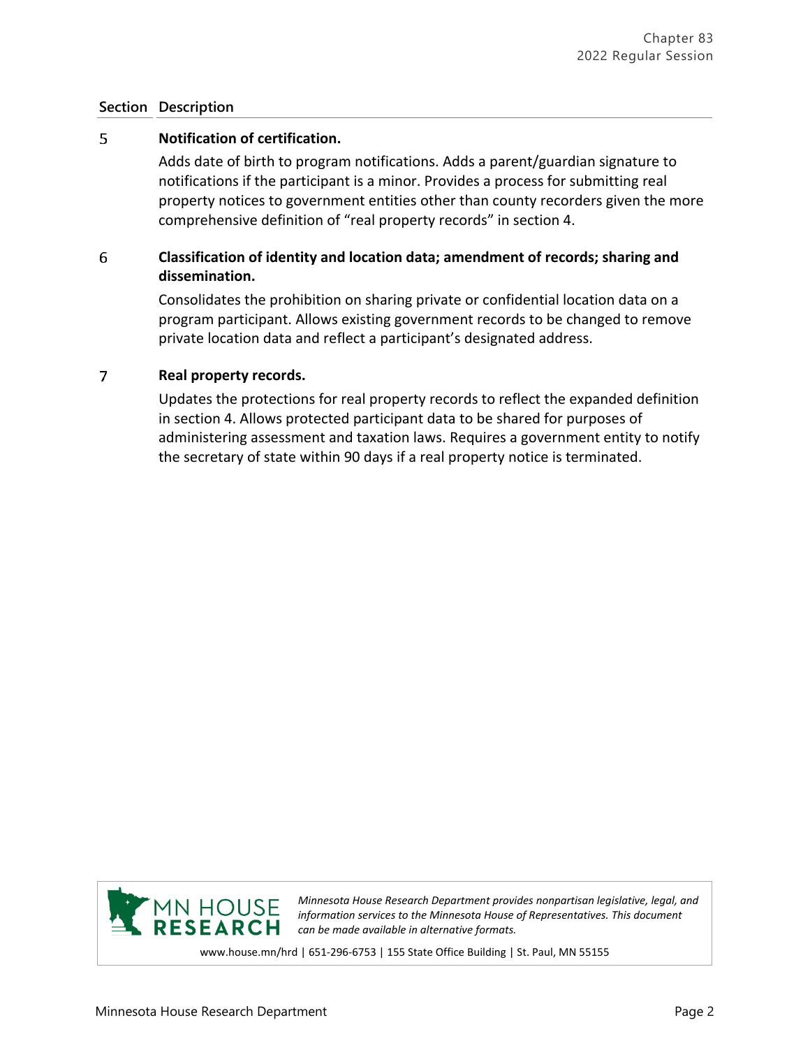| Section | Description |
|---|---|
| 5 | **Notification of certification.** Adds date of birth to program notifications. Adds a parent/guardian signature to notifications if the participant is a minor. Provides a process for submitting real property notices to government entities other than county recorders given the more comprehensive definition of "real property records" in section 4. |
| 6 | **Classification of identity and location data; amendment of records; sharing and dissemination.** Consolidates the prohibition on sharing private or confidential location data on a program participant. Allows existing government records to be changed to remove private location data and reflect a participant's designated address. |
| 7 | **Real property records.** Updates the protections for real property records to reflect the expanded definition in section 4. Allows protected participant data to be shared for purposes of administering assessment and taxation laws. Requires a government entity to notify the secretary of state within 90 days if a real property notice is terminated. |

MN HOUSE RESEARCH

*Minnesota House Research Department provides nonpartisan legislative, legal, and information services to the Minnesota House of Representatives. This document can be made available in alternative formats.*

www.house.mn/hrd | 651-296-6753 | 155 State Office Building | St. Paul, MN 55155